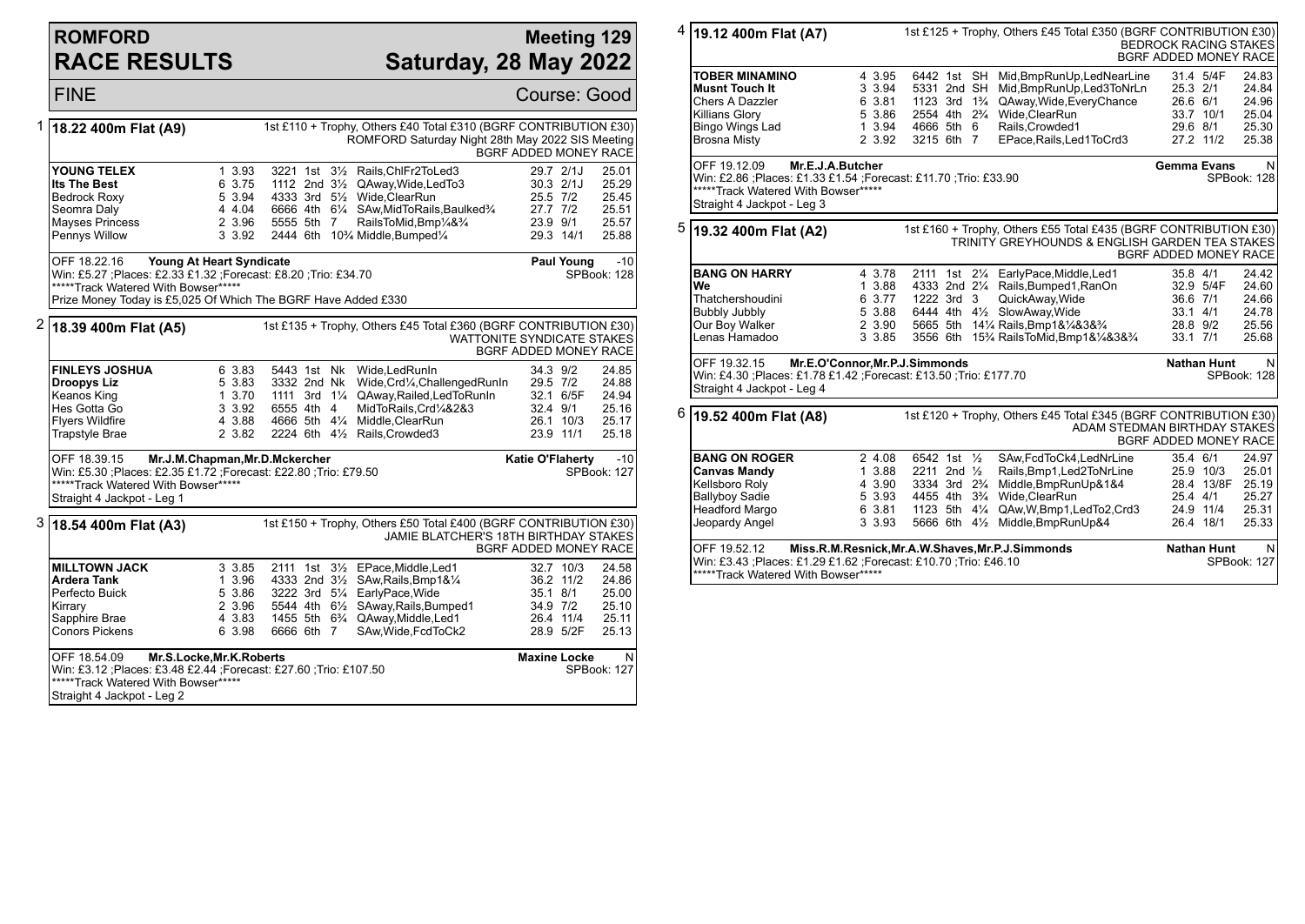# ROMFORD RACE RESULTS

## Meeting 129 — Saturday, 28 May 2022

FINE — Course: Good

### 1 18.22 400m Flat (A9)

1st £110 + Trophy, Others £40 Total £310 (BGRF CONTRIBUTION £30)
ROMFORD Saturday Night 28th May 2022 SIS Meeting
BGRF ADDED MONEY RACE

| Greyhound | Trap | Sectional | Bends | Pos | Dist | Remarks | Weight | SP | Time |
|---|---|---|---|---|---|---|---|---|---|
| **YOUNG TELEX** | 1 | 3.93 | 3221 | 1st | 3½ | Rails,ChlFr2ToLed3 | 29.7 | 2/1J | 25.01 |
| **Its The Best** | 6 | 3.75 | 1112 | 2nd | 3½ | QAway,Wide,LedTo3 | 30.3 | 2/1J | 25.29 |
| Bedrock Roxy | 5 | 3.94 | 4333 | 3rd | 5½ | Wide,ClearRun | 25.5 | 7/2 | 25.45 |
| Seomra Daly | 4 | 4.04 | 6666 | 4th | 6¼ | SAw,MidToRails,Baulked¾ | 27.7 | 7/2 | 25.51 |
| Mayses Princess | 2 | 3.96 | 5555 | 5th | 7 | RailsToMid,Bmp¼&¾ | 23.9 | 9/1 | 25.57 |
| Pennys Willow | 3 | 3.92 | 2444 | 6th | 10¾ | Middle,Bumped¼ | 29.3 | 14/1 | 25.88 |

OFF 18.22.16 Young At Heart Syndicate — Paul Young -10
Win: £5.27 ;Places: £2.33 £1.32 ;Forecast: £8.20 ;Trio: £34.70 — SPBook: 128
*****Track Watered With Bowser*****
Prize Money Today is £5,025 Of Which The BGRF Have Added £330

### 2 18.39 400m Flat (A5)

1st £135 + Trophy, Others £45 Total £360 (BGRF CONTRIBUTION £30)
WATTONITE SYNDICATE STAKES
BGRF ADDED MONEY RACE

| Greyhound | Trap | Sectional | Bends | Pos | Dist | Remarks | Weight | SP | Time |
|---|---|---|---|---|---|---|---|---|---|
| **FINLEYS JOSHUA** | 6 | 3.83 | 5443 | 1st | Nk | Wide,LedRunIn | 34.3 | 9/2 | 24.85 |
| **Droopys Liz** | 5 | 3.83 | 3332 | 2nd | Nk | Wide,Crd¼,ChallengedRunIn | 29.5 | 7/2 | 24.88 |
| Keanos King | 1 | 3.70 | 1111 | 3rd | 1¼ | QAway,Railed,LedToRunIn | 32.1 | 6/5F | 24.94 |
| Hes Gotta Go | 3 | 3.92 | 6555 | 4th | 4 | MidToRails,Crd¼&2&3 | 32.4 | 9/1 | 25.16 |
| Flyers Wildfire | 4 | 3.88 | 4666 | 5th | 4¼ | Middle,ClearRun | 26.1 | 10/3 | 25.17 |
| Trapstyle Brae | 2 | 3.82 | 2224 | 6th | 4½ | Rails,Crowded3 | 23.9 | 11/1 | 25.18 |

OFF 18.39.15 Mr.J.M.Chapman,Mr.D.Mckercher — Katie O'Flaherty -10
Win: £5.30 ;Places: £2.35 £1.72 ;Forecast: £22.80 ;Trio: £79.50 — SPBook: 127
*****Track Watered With Bowser*****
Straight 4 Jackpot - Leg 1

### 3 18.54 400m Flat (A3)

1st £150 + Trophy, Others £50 Total £400 (BGRF CONTRIBUTION £30)
JAMIE BLATCHER'S 18TH BIRTHDAY STAKES
BGRF ADDED MONEY RACE

| Greyhound | Trap | Sectional | Bends | Pos | Dist | Remarks | Weight | SP | Time |
|---|---|---|---|---|---|---|---|---|---|
| **MILLTOWN JACK** | 3 | 3.85 | 2111 | 1st | 3½ | EPace,Middle,Led1 | 32.7 | 10/3 | 24.58 |
| **Ardera Tank** | 1 | 3.96 | 4333 | 2nd | 3½ | SAw,Rails,Bmp1&¼ | 36.2 | 11/2 | 24.86 |
| Perfecto Buick | 5 | 3.86 | 3222 | 3rd | 5¼ | EarlyPace,Wide | 35.1 | 8/1 | 25.00 |
| Kirrary | 2 | 3.96 | 5544 | 4th | 6½ | SAway,Rails,Bumped1 | 34.9 | 7/2 | 25.10 |
| Sapphire Brae | 4 | 3.83 | 1455 | 5th | 6¾ | QAway,Middle,Led1 | 26.4 | 11/4 | 25.11 |
| Conors Pickens | 6 | 3.98 | 6666 | 6th | 7 | SAw,Wide,FcdToCk2 | 28.9 | 5/2F | 25.13 |

OFF 18.54.09 Mr.S.Locke,Mr.K.Roberts — Maxine Locke N
Win: £3.12 ;Places: £3.48 £2.44 ;Forecast: £27.60 ;Trio: £107.50 — SPBook: 127
*****Track Watered With Bowser*****
Straight 4 Jackpot - Leg 2

### 4 19.12 400m Flat (A7)

1st £125 + Trophy, Others £45 Total £350 (BGRF CONTRIBUTION £30)
BEDROCK RACING STAKES
BGRF ADDED MONEY RACE

| Greyhound | Trap | Sectional | Bends | Pos | Dist | Remarks | Weight | SP | Time |
|---|---|---|---|---|---|---|---|---|---|
| **TOBER MINAMINO** | 4 | 3.95 | 6442 | 1st | SH | Mid,BmpRunUp,LedNearLine | 31.4 | 5/4F | 24.83 |
| **Musnt Touch It** | 3 | 3.94 | 5331 | 2nd | SH | Mid,BmpRunUp,Led3ToNrLn | 25.3 | 2/1 | 24.84 |
| Chers A Dazzler | 6 | 3.81 | 1123 | 3rd | 1¾ | QAway,Wide,EveryChance | 26.6 | 6/1 | 24.96 |
| Killians Glory | 5 | 3.86 | 2554 | 4th | 2¾ | Wide,ClearRun | 33.7 | 10/1 | 25.04 |
| Bingo Wings Lad | 1 | 3.94 | 4666 | 5th | 6 | Rails,Crowded1 | 29.6 | 8/1 | 25.30 |
| Brosna Misty | 2 | 3.92 | 3215 | 6th | 7 | EPace,Rails,Led1ToCrd3 | 27.2 | 11/2 | 25.38 |

OFF 19.12.09 Mr.E.J.A.Butcher — Gemma Evans N
Win: £2.86 ;Places: £1.33 £1.54 ;Forecast: £11.70 ;Trio: £33.90 — SPBook: 128
*****Track Watered With Bowser*****
Straight 4 Jackpot - Leg 3

### 5 19.32 400m Flat (A2)

1st £160 + Trophy, Others £55 Total £435 (BGRF CONTRIBUTION £30)
TRINITY GREYHOUNDS & ENGLISH GARDEN TEA STAKES
BGRF ADDED MONEY RACE

| Greyhound | Trap | Sectional | Bends | Pos | Dist | Remarks | Weight | SP | Time |
|---|---|---|---|---|---|---|---|---|---|
| **BANG ON HARRY** | 4 | 3.78 | 2111 | 1st | 2¼ | EarlyPace,Middle,Led1 | 35.8 | 4/1 | 24.42 |
| **We** | 1 | 3.88 | 4333 | 2nd | 2¼ | Rails,Bumped1,RanOn | 32.9 | 5/4F | 24.60 |
| Thatchershoudini | 6 | 3.77 | 1222 | 3rd | 3 | QuickAway,Wide | 36.6 | 7/1 | 24.66 |
| Bubbly Jubbly | 5 | 3.88 | 6444 | 4th | 4½ | SlowAway,Wide | 33.1 | 4/1 | 24.78 |
| Our Boy Walker | 2 | 3.90 | 5665 | 5th | 14¼ | Rails,Bmp1&¼&3&¾ | 28.8 | 9/2 | 25.56 |
| Lenas Hamadoo | 3 | 3.85 | 3556 | 6th | 15¾ | RailsToMid,Bmp1&¼&3&¾ | 33.1 | 7/1 | 25.68 |

OFF 19.32.15 Mr.E.O'Connor,Mr.P.J.Simmonds — Nathan Hunt N
Win: £4.30 ;Places: £1.78 £1.42 ;Forecast: £13.50 ;Trio: £177.70 — SPBook: 128
Straight 4 Jackpot - Leg 4

### 6 19.52 400m Flat (A8)

1st £120 + Trophy, Others £45 Total £345 (BGRF CONTRIBUTION £30)
ADAM STEDMAN BIRTHDAY STAKES
BGRF ADDED MONEY RACE

| Greyhound | Trap | Sectional | Bends | Pos | Dist | Remarks | Weight | SP | Time |
|---|---|---|---|---|---|---|---|---|---|
| **BANG ON ROGER** | 2 | 4.08 | 6542 | 1st | ½ | SAw,FcdToCk4,LedNrLine | 35.4 | 6/1 | 24.97 |
| **Canvas Mandy** | 1 | 3.88 | 2211 | 2nd | ½ | Rails,Bmp1,Led2ToNrLine | 25.9 | 10/3 | 25.01 |
| Kellsboro Roly | 4 | 3.90 | 3334 | 3rd | 2¾ | Middle,BmpRunUp&1&4 | 28.4 | 13/8F | 25.19 |
| Ballyboy Sadie | 5 | 3.93 | 4455 | 4th | 3¾ | Wide,ClearRun | 25.4 | 4/1 | 25.27 |
| Headford Margo | 6 | 3.81 | 1123 | 5th | 4¼ | QAw,W,Bmp1,LedTo2,Crd3 | 24.9 | 11/4 | 25.31 |
| Jeopardy Angel | 3 | 3.93 | 5666 | 6th | 4½ | Middle,BmpRunUp&4 | 26.4 | 18/1 | 25.33 |

OFF 19.52.12 Miss.R.M.Resnick,Mr.A.W.Shaves,Mr.P.J.Simmonds — Nathan Hunt N
Win: £3.43 ;Places: £1.29 £1.62 ;Forecast: £10.70 ;Trio: £46.10 — SPBook: 127
*****Track Watered With Bowser*****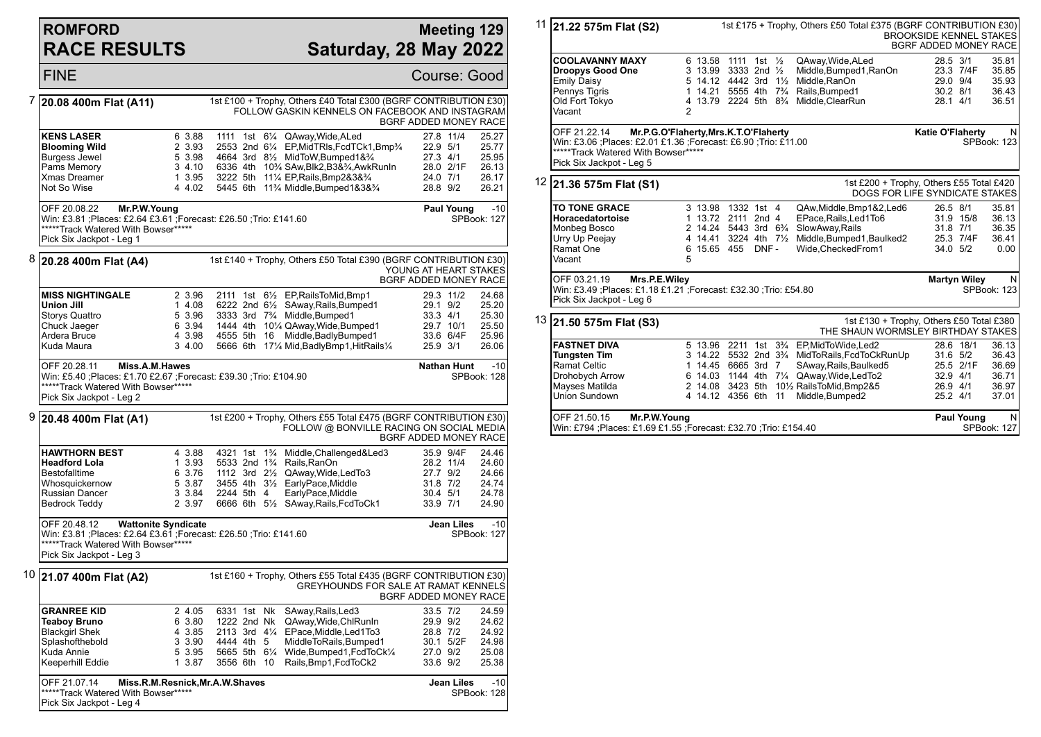# ROMFORD RACE RESULTS

## Meeting 129 — Saturday, 28 May 2022

FINE — Course: Good

### 7 — 20.08 400m Flat (A11)

1st £100 + Trophy, Others £40 Total £300 (BGRF CONTRIBUTION £30)
FOLLOW GASKIN KENNELS ON FACEBOOK AND INSTAGRAM
BGRF ADDED MONEY RACE

| | | | | | | | | | | |
|---|---|---|---|---|---|---|---|---|---|---|
| **KENS LASER** | 6 | 3.88 | 1111 | 1st | 6¼ | QAway,Wide,ALed | 27.8 | 11/4 | 25.27 |
| **Blooming Wild** | 2 | 3.93 | 2553 | 2nd | 6¼ | EP,MidTRls,FcdTCk1,Bmp¾ | 22.9 | 5/1 | 25.77 |
| Burgess Jewel | 5 | 3.98 | 4664 | 3rd | 8½ | MidToW,Bumped1&¾ | 27.3 | 4/1 | 25.95 |
| Pams Memory | 3 | 4.10 | 6336 | 4th | 10¾ | SAw,Blk2,B3&¾,AwkRunIn | 28.0 | 2/1F | 26.13 |
| Xmas Dreamer | 1 | 3.95 | 3222 | 5th | 11¼ | EP,Rails,Bmp2&3&¾ | 24.0 | 7/1 | 26.17 |
| Not So Wise | 4 | 4.02 | 5445 | 6th | 11¾ | Middle,Bumped1&3&¾ | 28.8 | 9/2 | 26.21 |

OFF 20.08.22 Mr.P.W.Young — Paul Young -10
Win: £3.81 ;Places: £2.64 £3.61 ;Forecast: £26.50 ;Trio: £141.60 — SPBook: 127
*****Track Watered With Bowser*****
Pick Six Jackpot - Leg 1

### 8 — 20.28 400m Flat (A4)

1st £140 + Trophy, Others £50 Total £390 (BGRF CONTRIBUTION £30)
YOUNG AT HEART STAKES
BGRF ADDED MONEY RACE

| | | | | | | | | | |
|---|---|---|---|---|---|---|---|---|---|
| **MISS NIGHTINGALE** | 2 | 3.96 | 2111 | 1st | 6½ | EP,RailsToMid,Bmp1 | 29.3 | 11/2 | 24.68 |
| **Union Jill** | 1 | 4.08 | 6222 | 2nd | 6½ | SAway,Rails,Bumped1 | 29.1 | 9/2 | 25.20 |
| Storys Quattro | 5 | 3.96 | 3333 | 3rd | 7¾ | Middle,Bumped1 | 33.3 | 4/1 | 25.30 |
| Chuck Jaeger | 6 | 3.94 | 1444 | 4th | 10¼ | QAway,Wide,Bumped1 | 29.7 | 10/1 | 25.50 |
| Ardera Bruce | 4 | 3.98 | 4555 | 5th | 16 | Middle,BadlyBumped1 | 33.6 | 6/4F | 25.96 |
| Kuda Maura | 3 | 4.00 | 5666 | 6th | 17¼ | Mid,BadlyBmp1,HitRails¼ | 25.9 | 3/1 | 26.06 |

OFF 20.28.11 Miss.A.M.Hawes — Nathan Hunt -10
Win: £5.40 ;Places: £1.70 £2.67 ;Forecast: £39.30 ;Trio: £104.90 — SPBook: 128
*****Track Watered With Bowser*****
Pick Six Jackpot - Leg 2

### 9 — 20.48 400m Flat (A1)

1st £200 + Trophy, Others £55 Total £475 (BGRF CONTRIBUTION £30)
FOLLOW @ BONVILLE RACING ON SOCIAL MEDIA
BGRF ADDED MONEY RACE

| | | | | | | | | | |
|---|---|---|---|---|---|---|---|---|---|
| **HAWTHORN BEST** | 4 | 3.88 | 4321 | 1st | 1¾ | Middle,Challenged&Led3 | 35.9 | 9/4F | 24.46 |
| **Headford Lola** | 1 | 3.93 | 5533 | 2nd | 1¾ | Rails,RanOn | 28.2 | 11/4 | 24.60 |
| Bestofalltime | 6 | 3.76 | 1112 | 3rd | 2½ | QAway,Wide,LedTo3 | 27.7 | 9/2 | 24.66 |
| Whosquickernow | 5 | 3.87 | 3455 | 4th | 3½ | EarlyPace,Middle | 31.8 | 7/2 | 24.74 |
| Russian Dancer | 3 | 3.84 | 2244 | 5th | 4 | EarlyPace,Middle | 30.4 | 5/1 | 24.78 |
| Bedrock Teddy | 2 | 3.97 | 6666 | 6th | 5½ | SAway,Rails,FcdToCk1 | 33.9 | 7/1 | 24.90 |

OFF 20.48.12 Wattonite Syndicate — Jean Liles -10
Win: £3.81 ;Places: £2.64 £3.61 ;Forecast: £26.50 ;Trio: £141.60 — SPBook: 127
*****Track Watered With Bowser*****
Pick Six Jackpot - Leg 3

### 10 — 21.07 400m Flat (A2)

1st £160 + Trophy, Others £55 Total £435 (BGRF CONTRIBUTION £30)
GREYHOUNDS FOR SALE AT RAMAT KENNELS
BGRF ADDED MONEY RACE

| | | | | | | | | | |
|---|---|---|---|---|---|---|---|---|---|
| **GRANREE KID** | 2 | 4.05 | 6331 | 1st | Nk | SAway,Rails,Led3 | 33.5 | 7/2 | 24.59 |
| **Teaboy Bruno** | 6 | 3.80 | 1222 | 2nd | Nk | QAway,Wide,ChlRunIn | 29.9 | 9/2 | 24.62 |
| Blackgirl Shek | 4 | 3.85 | 2113 | 3rd | 4¼ | EPace,Middle,Led1To3 | 28.8 | 7/2 | 24.92 |
| Splashofthebold | 3 | 3.90 | 4444 | 4th | 5 | MiddleToRails,Bumped1 | 30.1 | 5/2F | 24.98 |
| Kuda Annie | 5 | 3.95 | 5665 | 5th | 6¾ | Wide,Bumped1,FcdToCk¼ | 27.0 | 9/2 | 25.08 |
| Keeperhill Eddie | 1 | 3.87 | 3556 | 6th | 10 | Rails,Bmp1,FcdToCk2 | 33.6 | 9/2 | 25.38 |

OFF 21.07.14 Miss.R.M.Resnick,Mr.A.W.Shaves — Jean Liles -10
*****Track Watered With Bowser***** — SPBook: 128
Pick Six Jackpot - Leg 4

### 11 — 21.22 575m Flat (S2)

1st £175 + Trophy, Others £50 Total £375 (BGRF CONTRIBUTION £30)
BROOKSIDE KENNEL STAKES
BGRF ADDED MONEY RACE

| | | | | | | | | | |
|---|---|---|---|---|---|---|---|---|---|
| **COOLAVANNY MAXY** | 6 | 13.58 | 1111 | 1st | ½ | QAway,Wide,ALed | 28.5 | 3/1 | 35.81 |
| **Droopys Good One** | 3 | 13.99 | 3333 | 2nd | ½ | Middle,Bumped1,RanOn | 23.3 | 7/4F | 35.85 |
| Emily Daisy | 5 | 14.12 | 4442 | 3rd | 1½ | Middle,RanOn | 29.0 | 9/4 | 35.93 |
| Pennys Tigris | 1 | 14.21 | 5555 | 4th | 7¾ | Rails,Bumped1 | 30.2 | 8/1 | 36.43 |
| Old Fort Tokyo | 4 | 13.79 | 2224 | 5th | 8¾ | Middle,ClearRun | 28.1 | 4/1 | 36.51 |
| Vacant | 2 | | | | | | | | |

OFF 21.22.14 Mr.P.G.O'Flaherty,Mrs.K.T.O'Flaherty — Katie O'Flaherty N
Win: £3.06 ;Places: £2.01 £1.36 ;Forecast: £6.90 ;Trio: £11.00 — SPBook: 123
*****Track Watered With Bowser*****
Pick Six Jackpot - Leg 5

### 12 — 21.36 575m Flat (S1)

1st £200 + Trophy, Others £55 Total £420
DOGS FOR LIFE SYNDICATE STAKES

| | | | | | | | | | |
|---|---|---|---|---|---|---|---|---|---|
| **TO TONE GRACE** | 3 | 13.98 | 1332 | 1st | 4 | QAw,Middle,Bmp1&2,Led6 | 26.5 | 8/1 | 35.81 |
| **Horacedatortoise** | 1 | 13.72 | 2111 | 2nd | 4 | EPace,Rails,Led1To6 | 31.9 | 15/8 | 36.13 |
| Monbeg Bosco | 2 | 14.24 | 5443 | 3rd | 6¾ | SlowAway,Rails | 31.8 | 7/1 | 36.35 |
| Urry Up Peejay | 4 | 14.41 | 3224 | 4th | 7½ | Middle,Bumped1,Baulked2 | 25.3 | 7/4F | 36.41 |
| Ramat One | 6 | 15.65 | 455 | DNF | - | Wide,CheckedFrom1 | 34.0 | 5/2 | 0.00 |
| Vacant | 5 | | | | | | | | |

OFF 03.21.19 Mrs.P.E.Wiley — Martyn Wiley N
Win: £3.49 ;Places: £1.18 £1.21 ;Forecast: £32.30 ;Trio: £54.80 — SPBook: 123
Pick Six Jackpot - Leg 6

### 13 — 21.50 575m Flat (S3)

1st £130 + Trophy, Others £50 Total £380
THE SHAUN WORMSLEY BIRTHDAY STAKES

| | | | | | | | | | |
|---|---|---|---|---|---|---|---|---|---|
| **FASTNET DIVA** | 5 | 13.96 | 2211 | 1st | 3¾ | EP,MidToWide,Led2 | 28.6 | 18/1 | 36.13 |
| **Tungsten Tim** | 3 | 14.22 | 5532 | 2nd | 3¾ | MidToRails,FcdToCkRunUp | 31.6 | 5/2 | 36.43 |
| Ramat Celtic | 1 | 14.45 | 6665 | 3rd | 7 | SAway,Rails,Baulked5 | 25.5 | 2/1F | 36.69 |
| Drohobych Arrow | 6 | 14.03 | 1144 | 4th | 7¼ | QAway,Wide,LedTo2 | 32.9 | 4/1 | 36.71 |
| Mayses Matilda | 2 | 14.08 | 3423 | 5th | 10½ | RailsToMid,Bmp2&5 | 26.9 | 4/1 | 36.97 |
| Union Sundown | 4 | 14.12 | 4356 | 6th | 11 | Middle,Bumped2 | 25.2 | 4/1 | 37.01 |

OFF 21.50.15 Mr.P.W.Young — Paul Young N
Win: £794 ;Places: £1.69 £1.55 ;Forecast: £32.70 ;Trio: £154.40 — SPBook: 127